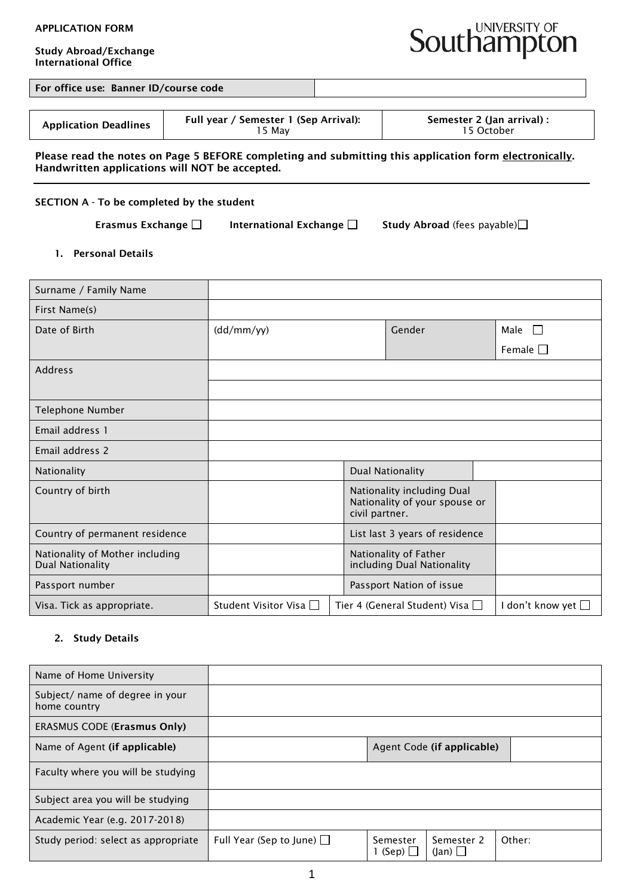**APPLICATION FORM**

**Study Abroad/Exchange**
**International Office**

UNIVERSITY OF Southampton

| **For office use: Banner ID/course code** | |
|---|---|

| Application Deadlines | Full year / Semester 1 (Sep Arrival): 15 May | Semester 2 (Jan arrival) : 15 October |
|---|---|---|

**Please read the notes on Page 5 BEFORE completing and submitting this application form electronically. Handwritten applications will NOT be accepted.**

---

**SECTION A - To be completed by the student**

**Erasmus Exchange** ☐ **International Exchange** ☐ **Study Abroad** (fees payable) ☐

### 1. Personal Details

| | | | |
|---|---|---|---|
| Surname / Family Name | | | |
| First Name(s) | | | |
| Date of Birth | (dd/mm/yy) | Gender | Male ☐ Female ☐ |
| Address | | | |
| | | | |
| Telephone Number | | | |
| Email address 1 | | | |
| Email address 2 | | | |
| Nationality | | Dual Nationality | |
| Country of birth | | Nationality including Dual Nationality of your spouse or civil partner. | |
| Country of permanent residence | | List last 3 years of residence | |
| Nationality of Mother including Dual Nationality | | Nationality of Father including Dual Nationality | |
| Passport number | | Passport Nation of issue | |
| Visa. Tick as appropriate. | Student Visitor Visa ☐ | Tier 4 (General Student) Visa ☐ | I don't know yet ☐ |

### 2. Study Details

| | | | | |
|---|---|---|---|---|
| Name of Home University | | | | |
| Subject/ name of degree in your home country | | | | |
| ERASMUS CODE (**Erasmus Only**) | | | | |
| Name of Agent **(if applicable)** | | Agent Code **(if applicable)** | | |
| Faculty where you will be studying | | | | |
| Subject area you will be studying | | | | |
| Academic Year (e.g. 2017-2018) | | | | |
| Study period: select as appropriate | Full Year (Sep to June) ☐ | Semester 1 (Sep) ☐ | Semester 2 (Jan) ☐ | Other: |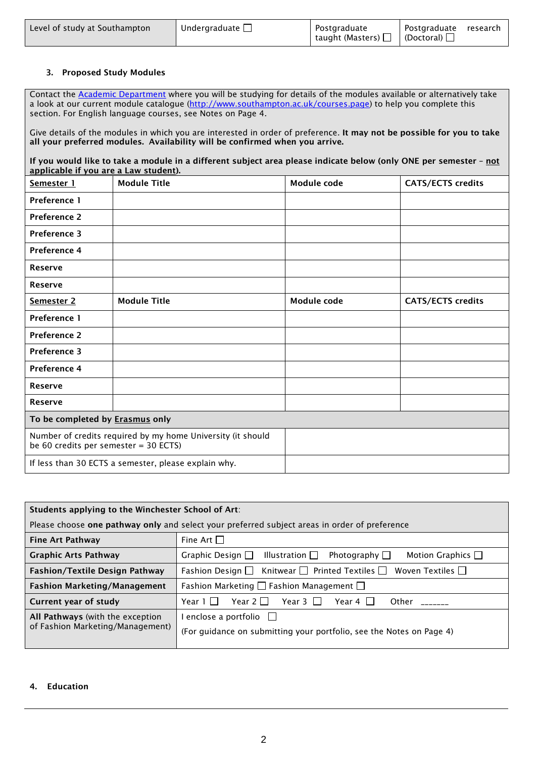| Level of study at Southampton | Undergraduate ☐ | Postgraduate taught (Masters) ☐ | Postgraduate research (Doctoral) ☐ |
|---|---|---|---|

### 3. Proposed Study Modules

Contact the Academic Department where you will be studying for details of the modules available or alternatively take a look at our current module catalogue (http://www.southampton.ac.uk/courses.page) to help you complete this section. For English language courses, see Notes on Page 4.

Give details of the modules in which you are interested in order of preference. **It may not be possible for you to take all your preferred modules. Availability will be confirmed when you arrive.**

**If you would like to take a module in a different subject area please indicate below (only ONE per semester – not applicable if you are a Law student).**

| **Semester 1** | **Module Title** | **Module code** | **CATS/ECTS credits** |
|---|---|---|---|
| **Preference 1** | | | |
| **Preference 2** | | | |
| **Preference 3** | | | |
| **Preference 4** | | | |
| **Reserve** | | | |
| **Reserve** | | | |
| **Semester 2** | **Module Title** | **Module code** | **CATS/ECTS credits** |
| **Preference 1** | | | |
| **Preference 2** | | | |
| **Preference 3** | | | |
| **Preference 4** | | | |
| **Reserve** | | | |
| **Reserve** | | | |

| **To be completed by Erasmus only** | |
|---|---|
| Number of credits required by my home University (it should be 60 credits per semester = 30 ECTS) | |
| If less than 30 ECTS a semester, please explain why. | |

| **Students applying to the Winchester School of Art**: Please choose **one pathway only** and select your preferred subject areas in order of preference | |
|---|---|
| **Fine Art Pathway** | Fine Art ☐ |
| **Graphic Arts Pathway** | Graphic Design ☐ Illustration ☐ Photography ☐ Motion Graphics ☐ |
| **Fashion/Textile Design Pathway** | Fashion Design ☐ Knitwear ☐ Printed Textiles ☐ Woven Textiles ☐ |
| **Fashion Marketing/Management** | Fashion Marketing ☐ Fashion Management ☐ |
| **Current year of study** | Year 1 ☐ Year 2 ☐ Year 3 ☐ Year 4 ☐ Other _______ |
| **All Pathways** (with the exception of Fashion Marketing/Management) | I enclose a portfolio ☐ (For guidance on submitting your portfolio, see the Notes on Page 4) |

### 4. Education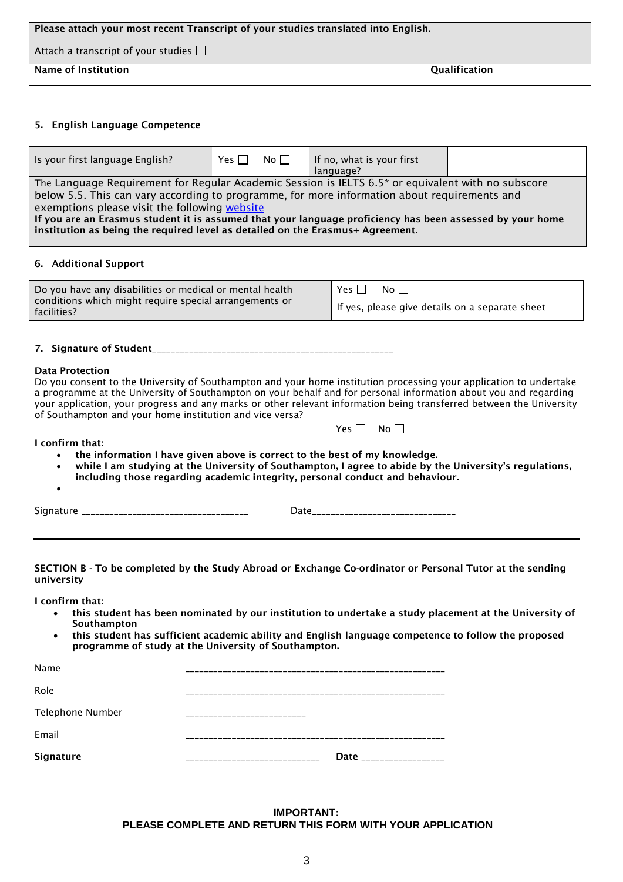| **Please attach your most recent Transcript of your studies translated into English.**<br><br>Attach a transcript of your studies ☐ | |
|---|---|
| **Name of Institution** | **Qualification** |
| | |

### 5. English Language Competence

| Is your first language English? | Yes ☐ No ☐ | If no, what is your first language? | |
|---|---|---|---|
| The Language Requirement for Regular Academic Session is IELTS 6.5* or equivalent with no subscore below 5.5. This can vary according to programme, for more information about requirements and exemptions please visit the following [website](website)<br>**If you are an Erasmus student it is assumed that your language proficiency has been assessed by your home institution as being the required level as detailed on the Erasmus+ Agreement.** | | | |

### 6. Additional Support

| Do you have any disabilities or medical or mental health conditions which might require special arrangements or facilities? | Yes ☐ No ☐<br><br>If yes, please give details on a separate sheet |
|---|---|

### 7. Signature of Student__________________________________________________

**Data Protection**

Do you consent to the University of Southampton and your home institution processing your application to undertake a programme at the University of Southampton on your behalf and for personal information about you and regarding your application, your progress and any marks or other relevant information being transferred between the University of Southampton and your home institution and vice versa?

Yes ☐ No ☐

**I confirm that:**

- **the information I have given above is correct to the best of my knowledge.**
- **while I am studying at the University of Southampton, I agree to abide by the University's regulations, including those regarding academic integrity, personal conduct and behaviour.**
- 

Signature ___________________________________ Date_____________________________

---

**SECTION B - To be completed by the Study Abroad or Exchange Co-ordinator or Personal Tutor at the sending university**

**I confirm that:**

- **this student has been nominated by our institution to undertake a study placement at the University of Southampton**
- **this student has sufficient academic ability and English language competence to follow the proposed programme of study at the University of Southampton.**

Name _______________________________________________________

Role _______________________________________________________

Telephone Number _________________________

Email _______________________________________________________

**Signature** ____________________________ **Date** _________________

**IMPORTANT:**
**PLEASE COMPLETE AND RETURN THIS FORM WITH YOUR APPLICATION**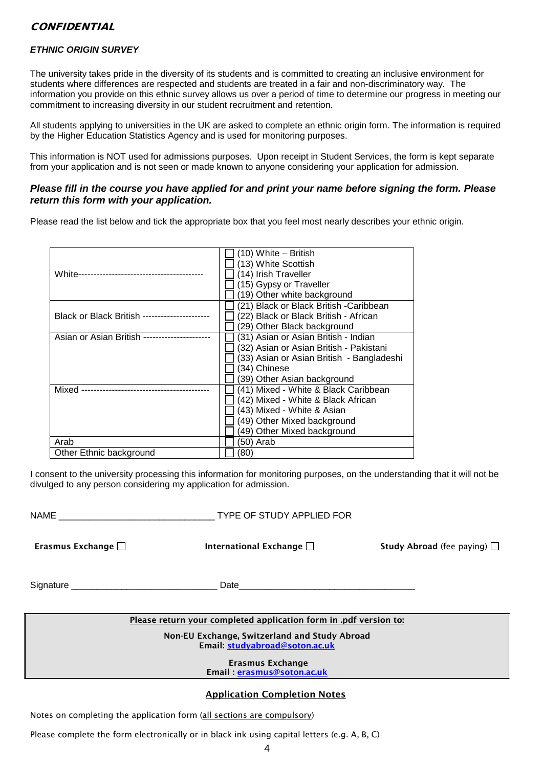***CONFIDENTIAL***

***ETHNIC ORIGIN SURVEY***

The university takes pride in the diversity of its students and is committed to creating an inclusive environment for students where differences are respected and students are treated in a fair and non-discriminatory way. The information you provide on this ethnic survey allows us over a period of time to determine our progress in meeting our commitment to increasing diversity in our student recruitment and retention.

All students applying to universities in the UK are asked to complete an ethnic origin form. The information is required by the Higher Education Statistics Agency and is used for monitoring purposes.

This information is NOT used for admissions purposes. Upon receipt in Student Services, the form is kept separate from your application and is not seen or made known to anyone considering your application for admission.

***Please fill in the course you have applied for and print your name before signing the form. Please return this form with your application.***

Please read the list below and tick the appropriate box that you feel most nearly describes your ethnic origin.

| | |
|---|---|
| White---------------------------------------- | ☐ (10) White – British<br>☐ (13) White Scottish<br>☐ (14) Irish Traveller<br>☐ (15) Gypsy or Traveller<br>☐ (19) Other white background |
| Black or Black British --------------------- | ☐ (21) Black or Black British -Caribbean<br>☐ (22) Black or Black British - African<br>☐ (29) Other Black background |
| Asian or Asian British --------------------- | ☐ (31) Asian or Asian British - Indian<br>☐ (32) Asian or Asian British - Pakistani<br>☐ (33) Asian or Asian British - Bangladeshi<br>☐ (34) Chinese<br>☐ (39) Other Asian background |
| Mixed ----------------------------------------- | ☐ (41) Mixed - White & Black Caribbean<br>☐ (42) Mixed - White & Black African<br>☐ (43) Mixed - White & Asian<br>☐ (49) Other Mixed background<br>☐ (49) Other Mixed background |
| Arab | ☐ (50) Arab |
| Other Ethnic background | ☐ (80) |

I consent to the university processing this information for monitoring purposes, on the understanding that it will not be divulged to any person considering my application for admission.

NAME ______________________________ TYPE OF STUDY APPLIED FOR

**Erasmus Exchange** ☐ **International Exchange** ☐ **Study Abroad** (fee paying) ☐

Signature ____________________________ Date__________________________________

**Please return your completed application form in .pdf version to:**

**Non-EU Exchange, Switzerland and Study Abroad**
**Email: studyabroad@soton.ac.uk**

**Erasmus Exchange**
**Email : erasmus@soton.ac.uk**

## Application Completion Notes

Notes on completing the application form (all sections are compulsory)

Please complete the form electronically or in black ink using capital letters (e.g. A, B, C)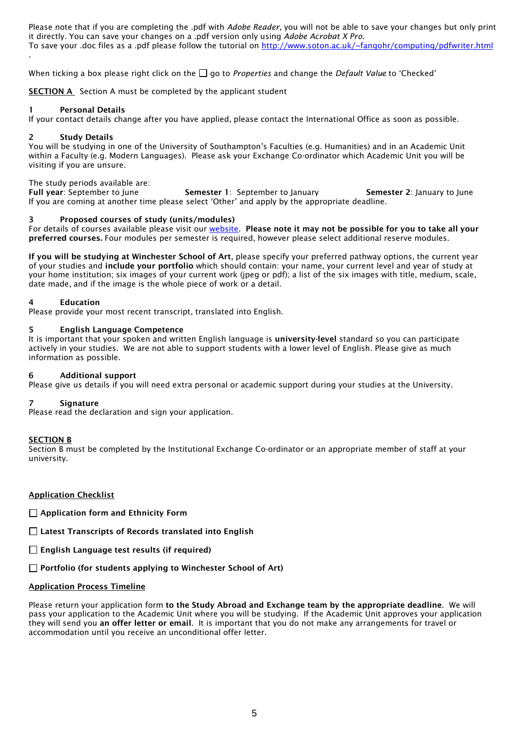Please note that if you are completing the .pdf with *Adobe Reader*, you will not be able to save your changes but only print it directly. You can save your changes on a .pdf version only using *Adobe Acrobat X Pro*.
To save your .doc files as a .pdf please follow the tutorial on [http://www.soton.ac.uk/~fangohr/computing/pdfwriter.html](http://www.soton.ac.uk/~fangohr/computing/pdfwriter.html)
.

When ticking a box please right click on the ☐ go to *Properties* and change the *Default Value* to 'Checked'

**SECTION A** Section A must be completed by the applicant student

**1 Personal Details**
If your contact details change after you have applied, please contact the International Office as soon as possible.

**2 Study Details**
You will be studying in one of the University of Southampton's Faculties (e.g. Humanities) and in an Academic Unit within a Faculty (e.g. Modern Languages). Please ask your Exchange Co-ordinator which Academic Unit you will be visiting if you are unsure.

The study periods available are:
**Full year**: September to June **Semester 1**: September to January **Semester 2**: January to June
If you are coming at another time please select 'Other' and apply by the appropriate deadline.

**3 Proposed courses of study (units/modules)**
For details of courses available please visit our website. **Please note it may not be possible for you to take all your preferred courses.** Four modules per semester is required, however please select additional reserve modules.

**If you will be studying at Winchester School of Art**, please specify your preferred pathway options, the current year of your studies and **include your portfolio** which should contain: your name, your current level and year of study at your home institution; six images of your current work (jpeg or pdf); a list of the six images with title, medium, scale, date made, and if the image is the whole piece of work or a detail.

**4 Education**
Please provide your most recent transcript, translated into English.

**5 English Language Competence**
It is important that your spoken and written English language is **university-level** standard so you can participate actively in your studies. We are not able to support students with a lower level of English. Please give as much information as possible.

**6 Additional support**
Please give us details if you will need extra personal or academic support during your studies at the University.

**7 Signature**
Please read the declaration and sign your application.

**SECTION B**
Section B must be completed by the Institutional Exchange Co-ordinator or an appropriate member of staff at your university.

**Application Checklist**

☐ **Application form and Ethnicity Form**

☐ **Latest Transcripts of Records translated into English**

☐ **English Language test results (if required)**

☐ **Portfolio (for students applying to Winchester School of Art)**

**Application Process Timeline**

Please return your application form **to the Study Abroad and Exchange team by the appropriate deadline**. We will pass your application to the Academic Unit where you will be studying. If the Academic Unit approves your application they will send you **an offer letter or email**. It is important that you do not make any arrangements for travel or accommodation until you receive an unconditional offer letter.